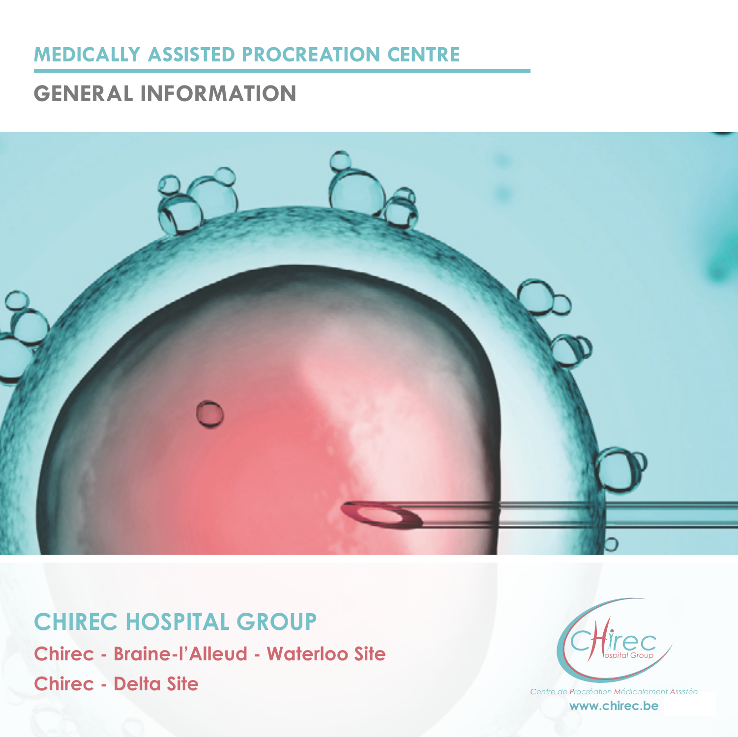# MEDICALLY ASSISTED PROCREATION CENTRE

## GENERAL INFORMATION

## CHIREC HOSPITAL GROUP

**Chirec - Braine-l'Alleud - Waterloo Site**

**Chirec - Delta Site**

Chirec Hospital Group

*Centre de Procréation Médicalement Assistée*

**www.chirec.be**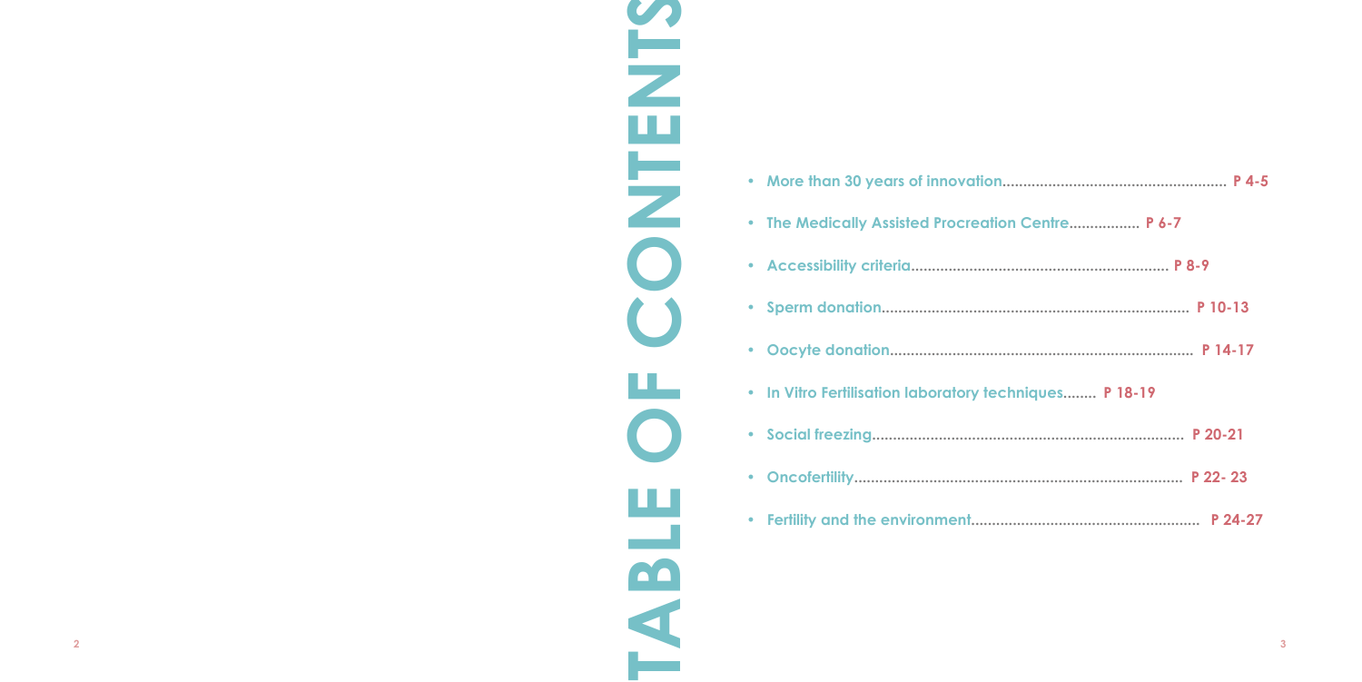# TABLE OF CONTENTS

- **More than 30 years of innovation**.................................................... **P 4-5**
- **The Medically Assisted Procreation Centre**................ **P 6-7**
- **Accessibility criteria**............................................................ **P 8-9**
- **Sperm donation**........................................................................ **P 10-13**
- **Oocyte donation**....................................................................... **P 14-17**
- **In Vitro Fertilisation laboratory techniques**........ **P 18-19**
- **Social freezing**......................................................................... **P 20-21**
- **Oncofertility**............................................................................. **P 22- 23**
- **Fertility and the environment**...................................................... **P 24-27**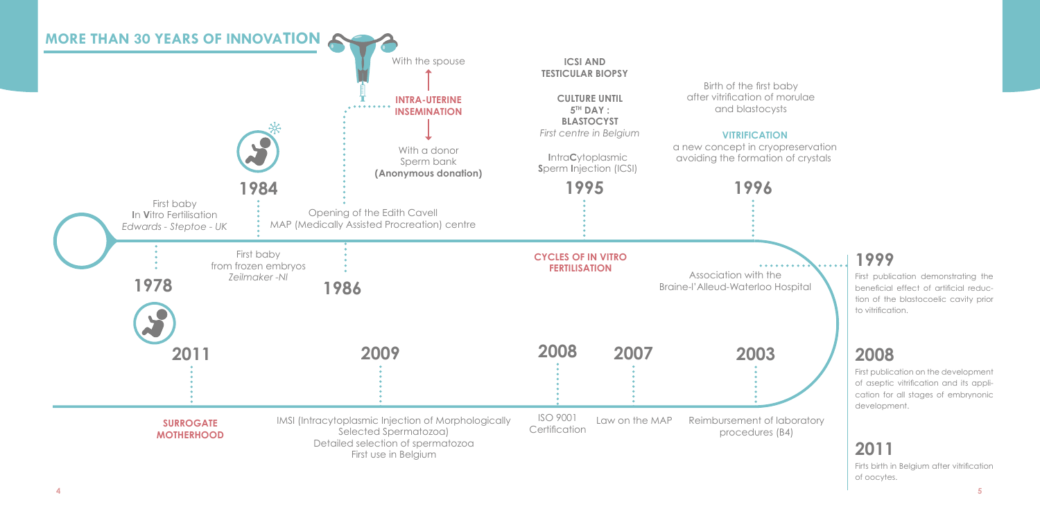## MORE THAN 30 YEARS OF INNOVATION

**1978**
First baby
**I**n **V**itro Fertilisation
*Edwards - Steptoe - UK*

**1984**
First baby
from frozen embryos
*Zeilmaker -Nl*

**1986**
Opening of the Edith Cavell
MAP (Medically Assisted Procreation) centre

**INTRA-UTERINE INSEMINATION**
- With the spouse
- With a donor
  Sperm bank
  **(Anonymous donation)**

**CYCLES OF IN VITRO FERTILISATION**

**1995**
**ICSI AND TESTICULAR BIOPSY**

**CULTURE UNTIL 5TH DAY : BLASTOCYST**
*First centre in Belgium*

**I**ntra**C**ytoplasmic **S**perm **I**njection (ICSI)

**1996**
Birth of the first baby after vitrification of morulae and blastocysts

**VITRIFICATION**
a new concept in cryopreservation avoiding the formation of crystals

Association with the Braine-l'Alleud-Waterloo Hospital

**2003**
Reimbursement of laboratory procedures (B4)

**2007**
Law on the MAP

**2008**
ISO 9001 Certification

**2009**
IMSI (Intracytoplasmic Injection of Morphologically Selected Spermatozoa)
Detailed selection of spermatozoa
First use in Belgium

**2011**
**SURROGATE MOTHERHOOD**

## 1999
First publication demonstrating the beneficial effect of artificial reduction of the blastocoelic cavity prior to vitrification.

## 2008
First publication on the development of aseptic vitrification and its application for all stages of embrynonic development.

## 2011
Firts birth in Belgium after vitrification of oocytes.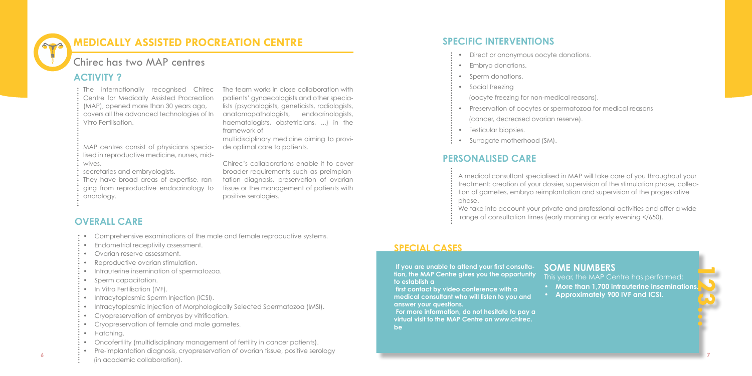# MEDICALLY ASSISTED PROCREATION CENTRE

## Chirec has two MAP centres

### ACTIVITY ?

The internationally recognised Chirec Centre for Medically Assisted Procreation (MAP), opened more than 30 years ago, covers all the advanced technologies of In Vitro Fertilisation.

MAP centres consist of physicians specialised in reproductive medicine, nurses, midwives,
secretaries and embryologists.
They have broad areas of expertise, ranging from reproductive endocrinology to andrology.

The team works in close collaboration with patients' gynaecologists and other specialists (psychologists, geneticists, radiologists, anatomopathologists, endocrinologists, haematologists, obstetricians, ...) in the framework of
multidisciplinary medicine aiming to provide optimal care to patients.

Chirec's collaborations enable it to cover broader requirements such as preimplantation diagnosis, preservation of ovarian tissue or the management of patients with positive serologies.

### OVERALL CARE

- Comprehensive examinations of the male and female reproductive systems.
- Endometrial receptivity assessment.
- Ovarian reserve assessment.
- Reproductive ovarian stimulation.
- Intrauterine insemination of spermatozoa.
- Sperm capacitation.
- In Vitro Fertilisation (IVF).
- Intracytoplasmic Sperm Injection (ICSI).
- Intracytoplasmic Injection of Morphologically Selected Spermatozoa (IMSI).
- Cryopreservation of embryos by vitrification.
- Cryopreservation of female and male gametes.
- Hatching.
- Oncofertility (multidisciplinary management of fertility in cancer patients).
- Pre-implantation diagnosis, cryopreservation of ovarian tissue, positive serology (in academic collaboration).

### SPECIFIC INTERVENTIONS

- Direct or anonymous oocyte donations.
- Embryo donations.
- Sperm donations.
- Social freezing
  (oocyte freezing for non-medical reasons).
- Preservation of oocytes or spermatozoa for medical reasons
  (cancer, decreased ovarian reserve).
- Testicular biopsies.
- Surrogate motherhood (SM).

### PERSONALISED CARE

A medical consultant specialised in MAP will take care of you throughout your treatment: creation of your dossier, supervision of the stimulation phase, collection of gametes, embryo reimplantation and supervision of the progestative phase.
We take into account your private and professional activities and offer a wide range of consultation times (early morning or early evening </650).

### SPECIAL CASES

**If you are unable to attend your first consultation, the MAP Centre gives you the opportunity to establish a first contact by video conference with a medical consultant who will listen to you and answer your questions.**
**For more information, do not hesitate to pay a virtual visit to the MAP Centre on www.chirec.be**

### SOME NUMBERS

This year, the MAP Centre has performed:

- **More than 1,700 intrauterine inseminations.**
- **Approximately 900 IVF and ICSI.**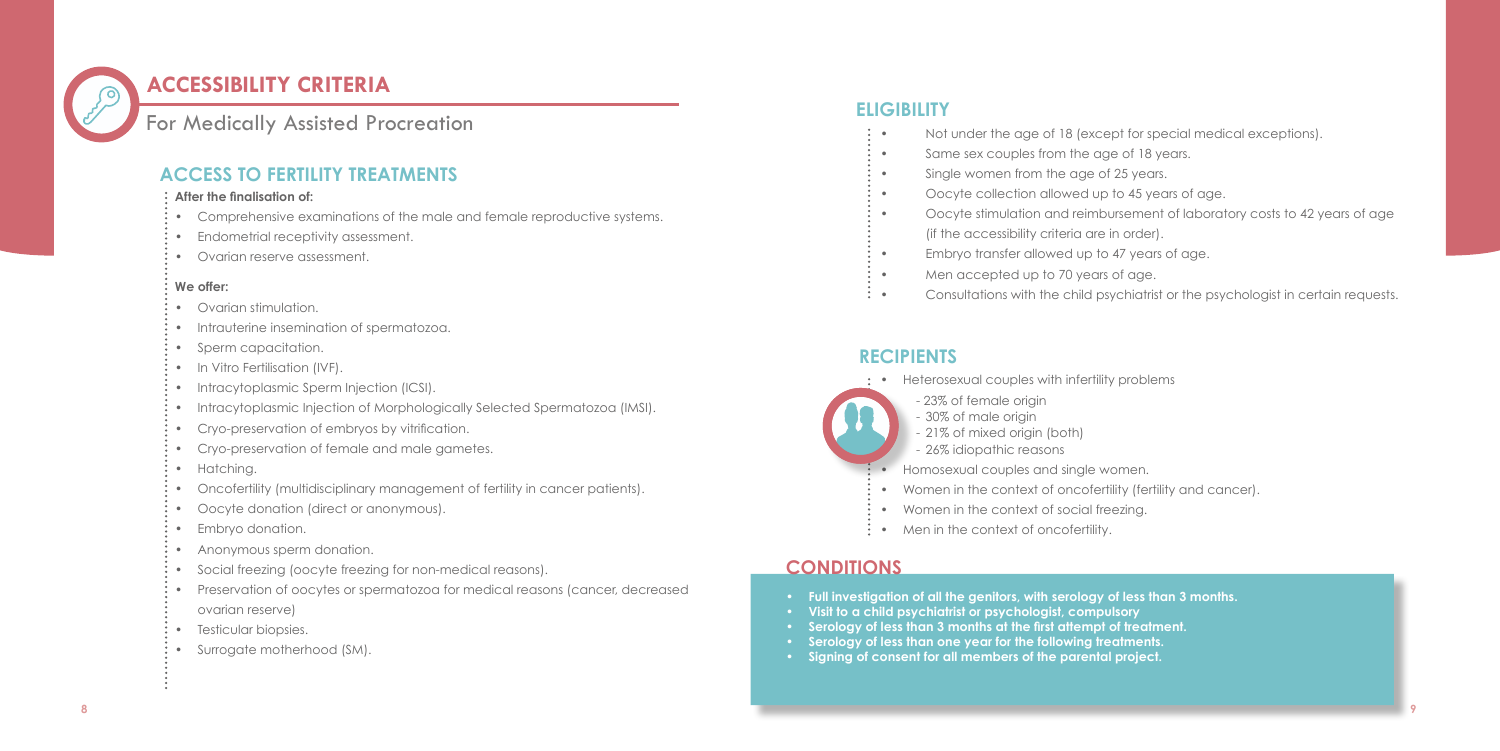# ACCESSIBILITY CRITERIA

For Medically Assisted Procreation

## ACCESS TO FERTILITY TREATMENTS

**After the finalisation of:**

- Comprehensive examinations of the male and female reproductive systems.
- Endometrial receptivity assessment.
- Ovarian reserve assessment.

**We offer:**

- Ovarian stimulation.
- Intrauterine insemination of spermatozoa.
- Sperm capacitation.
- In Vitro Fertilisation (IVF).
- Intracytoplasmic Sperm Injection (ICSI).
- Intracytoplasmic Injection of Morphologically Selected Spermatozoa (IMSI).
- Cryo-preservation of embryos by vitrification.
- Cryo-preservation of female and male gametes.
- Hatching.
- Oncofertility (multidisciplinary management of fertility in cancer patients).
- Oocyte donation (direct or anonymous).
- Embryo donation.
- Anonymous sperm donation.
- Social freezing (oocyte freezing for non-medical reasons).
- Preservation of oocytes or spermatozoa for medical reasons (cancer, decreased ovarian reserve)
- Testicular biopsies.
- Surrogate motherhood (SM).

## ELIGIBILITY

- Not under the age of 18 (except for special medical exceptions).
- Same sex couples from the age of 18 years.
- Single women from the age of 25 years.
- Oocyte collection allowed up to 45 years of age.
- Oocyte stimulation and reimbursement of laboratory costs to 42 years of age (if the accessibility criteria are in order).
- Embryo transfer allowed up to 47 years of age.
- Men accepted up to 70 years of age.
- Consultations with the child psychiatrist or the psychologist in certain requests.

## RECIPIENTS

- Heterosexual couples with infertility problems
  - 23% of female origin
  - 30% of male origin
  - 21% of mixed origin (both)
  - 26% idiopathic reasons
- Homosexual couples and single women.
- Women in the context of oncofertility (fertility and cancer).
- Women in the context of social freezing.
- Men in the context of oncofertility.

## CONDITIONS

- **Full investigation of all the genitors, with serology of less than 3 months.**
- **Visit to a child psychiatrist or psychologist, compulsory**
- **Serology of less than 3 months at the first attempt of treatment.**
- **Serology of less than one year for the following treatments.**
- **Signing of consent for all members of the parental project.**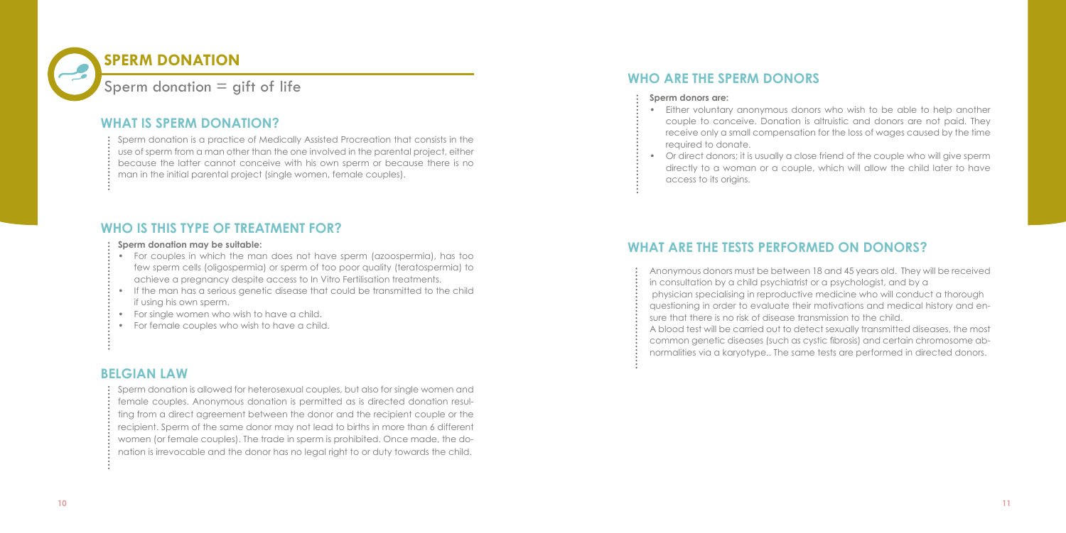# SPERM DONATION

Sperm donation = gift of life

## WHAT IS SPERM DONATION?

Sperm donation is a practice of Medically Assisted Procreation that consists in the use of sperm from a man other than the one involved in the parental project, either because the latter cannot conceive with his own sperm or because there is no man in the initial parental project (single women, female couples).

## WHO IS THIS TYPE OF TREATMENT FOR?

**Sperm donation may be suitable:**

- For couples in which the man does not have sperm (azoospermia), has too few sperm cells (oligospermia) or sperm of too poor quality (teratospermia) to achieve a pregnancy despite access to In Vitro Fertilisation treatments.
- If the man has a serious genetic disease that could be transmitted to the child if using his own sperm.
- For single women who wish to have a child.
- For female couples who wish to have a child.

## BELGIAN LAW

Sperm donation is allowed for heterosexual couples, but also for single women and female couples. Anonymous donation is permitted as is directed donation resulting from a direct agreement between the donor and the recipient couple or the recipient. Sperm of the same donor may not lead to births in more than 6 different women (or female couples). The trade in sperm is prohibited. Once made, the donation is irrevocable and the donor has no legal right to or duty towards the child.

## WHO ARE THE SPERM DONORS

**Sperm donors are:**

- Either voluntary anonymous donors who wish to be able to help another couple to conceive. Donation is altruistic and donors are not paid. They receive only a small compensation for the loss of wages caused by the time required to donate.
- Or direct donors; it is usually a close friend of the couple who will give sperm directly to a woman or a couple, which will allow the child later to have access to its origins.

## WHAT ARE THE TESTS PERFORMED ON DONORS?

Anonymous donors must be between 18 and 45 years old. They will be received in consultation by a child psychiatrist or a psychologist, and by a physician specialising in reproductive medicine who will conduct a thorough questioning in order to evaluate their motivations and medical history and ensure that there is no risk of disease transmission to the child.
A blood test will be carried out to detect sexually transmitted diseases, the most common genetic diseases (such as cystic fibrosis) and certain chromosome abnormalities via a karyotype.. The same tests are performed in directed donors.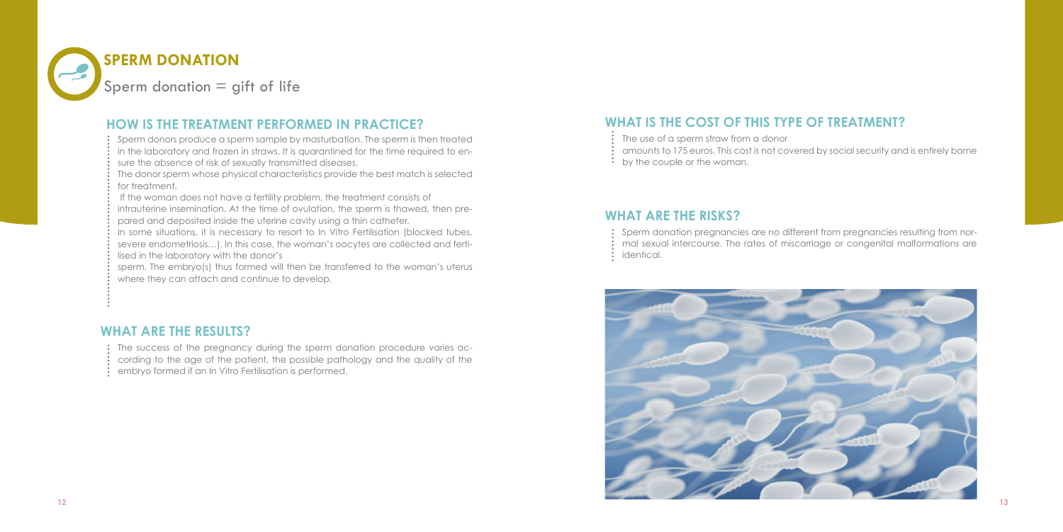# SPERM DONATION

Sperm donation = gift of life

## HOW IS THE TREATMENT PERFORMED IN PRACTICE?

Sperm donors produce a sperm sample by masturbation. The sperm is then treated in the laboratory and frozen in straws. It is quarantined for the time required to ensure the absence of risk of sexually transmitted diseases.

The donor sperm whose physical characteristics provide the best match is selected for treatment.

If the woman does not have a fertility problem, the treatment consists of intrauterine insemination. At the time of ovulation, the sperm is thawed, then prepared and deposited inside the uterine cavity using a thin catheter.

In some situations, it is necessary to resort to In Vitro Fertilisation (blocked tubes, severe endometriosis…). In this case, the woman's oocytes are collected and fertilised in the laboratory with the donor's sperm. The embryo(s) thus formed will then be transferred to the woman's uterus where they can attach and continue to develop.

## WHAT ARE THE RESULTS?

The success of the pregnancy during the sperm donation procedure varies according to the age of the patient, the possible pathology and the quality of the embryo formed if an In Vitro Fertilisation is performed.

## WHAT IS THE COST OF THIS TYPE OF TREATMENT?

The use of a sperm straw from a donor amounts to 175 euros. This cost is not covered by social security and is entirely borne by the couple or the woman.

## WHAT ARE THE RISKS?

Sperm donation pregnancies are no different from pregnancies resulting from normal sexual intercourse. The rates of miscarriage or congenital malformations are identical.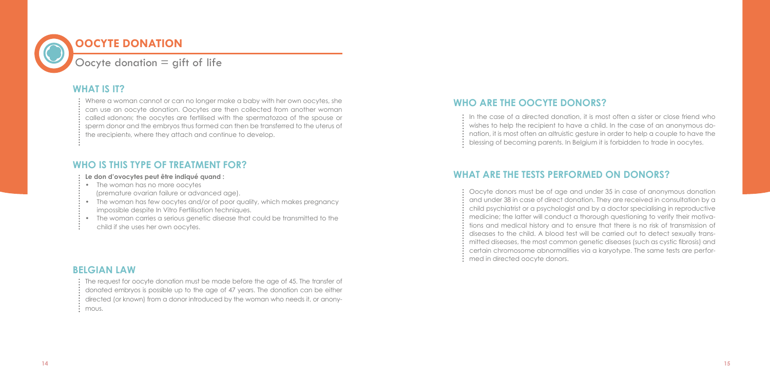# OOCYTE DONATION

Oocyte donation = gift of life

## WHAT IS IT?

Where a woman cannot or can no longer make a baby with her own oocytes, she can use an oocyte donation. Oocytes are then collected from another woman called «donor»; the oocytes are fertilised with the spermatozoa of the spouse or sperm donor and the embryos thus formed can then be transferred to the uterus of the «recipient», where they attach and continue to develop.

## WHO IS THIS TYPE OF TREATMENT FOR?

**Le don d'ovocytes peut être indiqué quand :**

- The woman has no more oocytes (premature ovarian failure or advanced age).
- The woman has few oocytes and/or of poor quality, which makes pregnancy impossible despite In Vitro Fertilisation techniques.
- The woman carries a serious genetic disease that could be transmitted to the child if she uses her own oocytes.

## BELGIAN LAW

The request for oocyte donation must be made before the age of 45. The transfer of donated embryos is possible up to the age of 47 years. The donation can be either directed (or known) from a donor introduced by the woman who needs it, or anonymous.

## WHO ARE THE OOCYTE DONORS?

In the case of a directed donation, it is most often a sister or close friend who wishes to help the recipient to have a child. In the case of an anonymous donation, it is most often an altruistic gesture in order to help a couple to have the blessing of becoming parents. In Belgium it is forbidden to trade in oocytes.

## WHAT ARE THE TESTS PERFORMED ON DONORS?

Oocyte donors must be of age and under 35 in case of anonymous donation and under 38 in case of direct donation. They are received in consultation by a child psychiatrist or a psychologist and by a doctor specialising in reproductive medicine; the latter will conduct a thorough questioning to verify their motivations and medical history and to ensure that there is no risk of transmission of diseases to the child. A blood test will be carried out to detect sexually transmitted diseases, the most common genetic diseases (such as cystic fibrosis) and certain chromosome abnormalities via a karyotype. The same tests are performed in directed oocyte donors.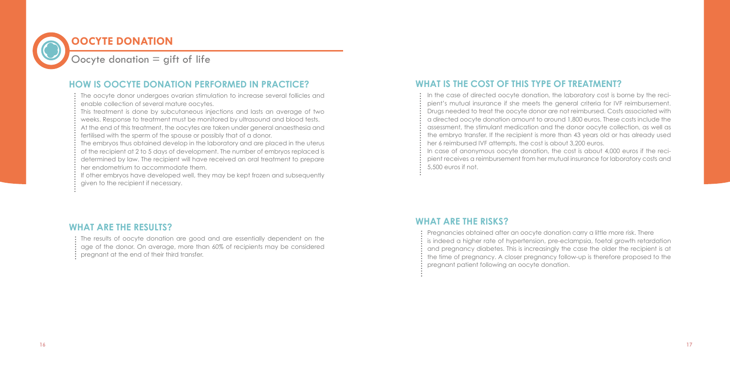# OOCYTE DONATION

Oocyte donation = gift of life

## HOW IS OOCYTE DONATION PERFORMED IN PRACTICE?

The oocyte donor undergoes ovarian stimulation to increase several follicles and enable collection of several mature oocytes.
This treatment is done by subcutaneous injections and lasts an average of two weeks. Response to treatment must be monitored by ultrasound and blood tests.
At the end of this treatment, the oocytes are taken under general anaesthesia and fertilised with the sperm of the spouse or possibly that of a donor.
The embryos thus obtained develop in the laboratory and are placed in the uterus of the recipient at 2 to 5 days of development. The number of embryos replaced is determined by law. The recipient will have received an oral treatment to prepare her endometrium to accommodate them.
If other embryos have developed well, they may be kept frozen and subsequently given to the recipient if necessary.

## WHAT ARE THE RESULTS?

The results of oocyte donation are good and are essentially dependent on the age of the donor. On average, more than 60% of recipients may be considered pregnant at the end of their third transfer.

## WHAT IS THE COST OF THIS TYPE OF TREATMENT?

In the case of directed oocyte donation, the laboratory cost is borne by the recipient's mutual insurance if she meets the general criteria for IVF reimbursement. Drugs needed to treat the oocyte donor are not reimbursed. Costs associated with a directed oocyte donation amount to around 1,800 euros. These costs include the assessment, the stimulant medication and the donor oocyte collection, as well as the embryo transfer. If the recipient is more than 43 years old or has already used her 6 reimbursed IVF attempts, the cost is about 3,200 euros.
In case of anonymous oocyte donation, the cost is about 4,000 euros if the recipient receives a reimbursement from her mutual insurance for laboratory costs and 5,500 euros if not.

## WHAT ARE THE RISKS?

Pregnancies obtained after an oocyte donation carry a little more risk. There is indeed a higher rate of hypertension, pre-eclampsia, foetal growth retardation and pregnancy diabetes. This is increasingly the case the older the recipient is at the time of pregnancy. A closer pregnancy follow-up is therefore proposed to the pregnant patient following an oocyte donation.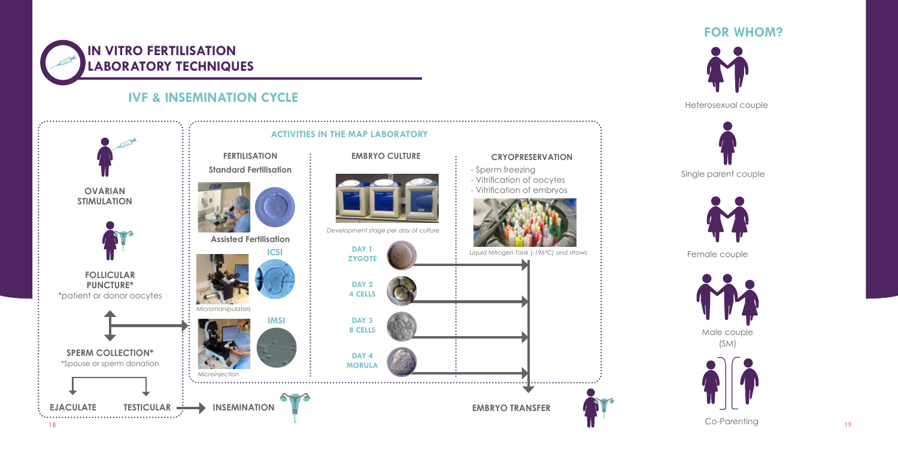# IN VITRO FERTILISATION LABORATORY TECHNIQUES

## IVF & INSEMINATION CYCLE

**OVARIAN STIMULATION**

**FOLLICULAR PUNCTURE***
*patient or donor oocytes

**SPERM COLLECTION***
*Spouse or sperm donation

**EJACULATE** | **TESTICULAR**

### ACTIVITIES IN THE MAP LABORATORY

#### FERTILISATION

**Standard Fertilisation**

**Assisted Fertilisation**

**ICSI**

*Micromanipulators*

**IMSI**

*Microinjection*

#### EMBRYO CULTURE

*Development stage per day of culture*

- **DAY 1 ZYGOTE**
- **DAY 2 4 CELLS**
- **DAY 3 8 CELLS**
- **DAY 4 MORULA**

#### CRYOPRESERVATION

- Sperm freezing
- Vitrification of oocytes
- Vitrification of embryos

*Liquid Nitrogen Tank (-196°C) and straws*

**INSEMINATION**

**EMBRYO TRANSFER**

## FOR WHOM?

- Heterosexual couple
- Single parent couple
- Female couple
- Male couple (SM)
- Co-Parenting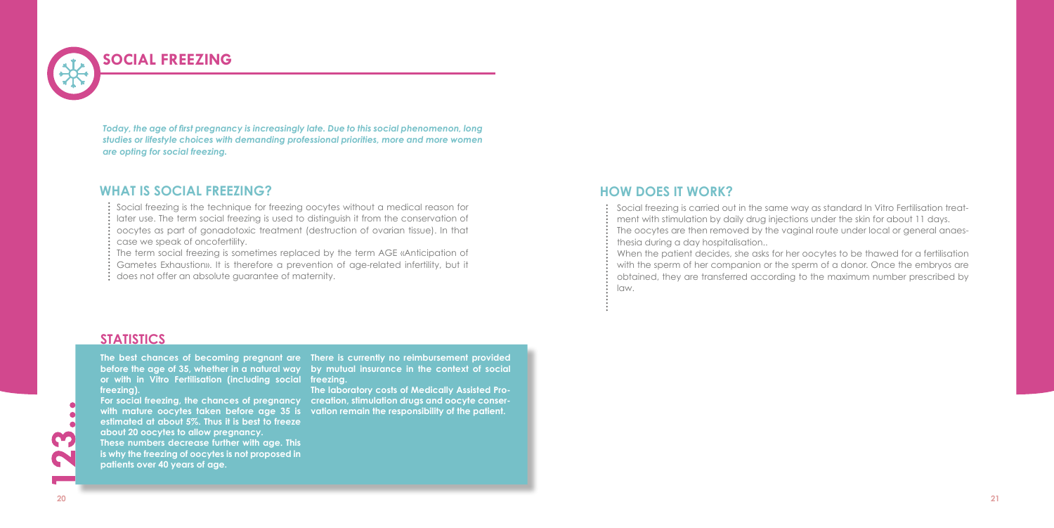# SOCIAL FREEZING

*Today, the age of first pregnancy is increasingly late. Due to this social phenomenon, long studies or lifestyle choices with demanding professional priorities, more and more women are opting for social freezing.*

## WHAT IS SOCIAL FREEZING?

Social freezing is the technique for freezing oocytes without a medical reason for later use. The term social freezing is used to distinguish it from the conservation of oocytes as part of gonadotoxic treatment (destruction of ovarian tissue). In that case we speak of oncofertility.

The term social freezing is sometimes replaced by the term AGE «Anticipation of Gametes Exhaustion». It is therefore a prevention of age-related infertility, but it does not offer an absolute guarantee of maternity.

## STATISTICS

**The best chances of becoming pregnant are before the age of 35, whether in a natural way or with in Vitro Fertilisation (including social freezing).**

**For social freezing, the chances of pregnancy with mature oocytes taken before age 35 is estimated at about 5%. Thus it is best to freeze about 20 oocytes to allow pregnancy.**

**These numbers decrease further with age. This is why the freezing of oocytes is not proposed in patients over 40 years of age.**

**There is currently no reimbursement provided by mutual insurance in the context of social freezing.**

**The laboratory costs of Medically Assisted Procreation, stimulation drugs and oocyte conservation remain the responsibility of the patient.**

## HOW DOES IT WORK?

Social freezing is carried out in the same way as standard In Vitro Fertilisation treatment with stimulation by daily drug injections under the skin for about 11 days.

The oocytes are then removed by the vaginal route under local or general anaesthesia during a day hospitalisation..

When the patient decides, she asks for her oocytes to be thawed for a fertilisation with the sperm of her companion or the sperm of a donor. Once the embryos are obtained, they are transferred according to the maximum number prescribed by law.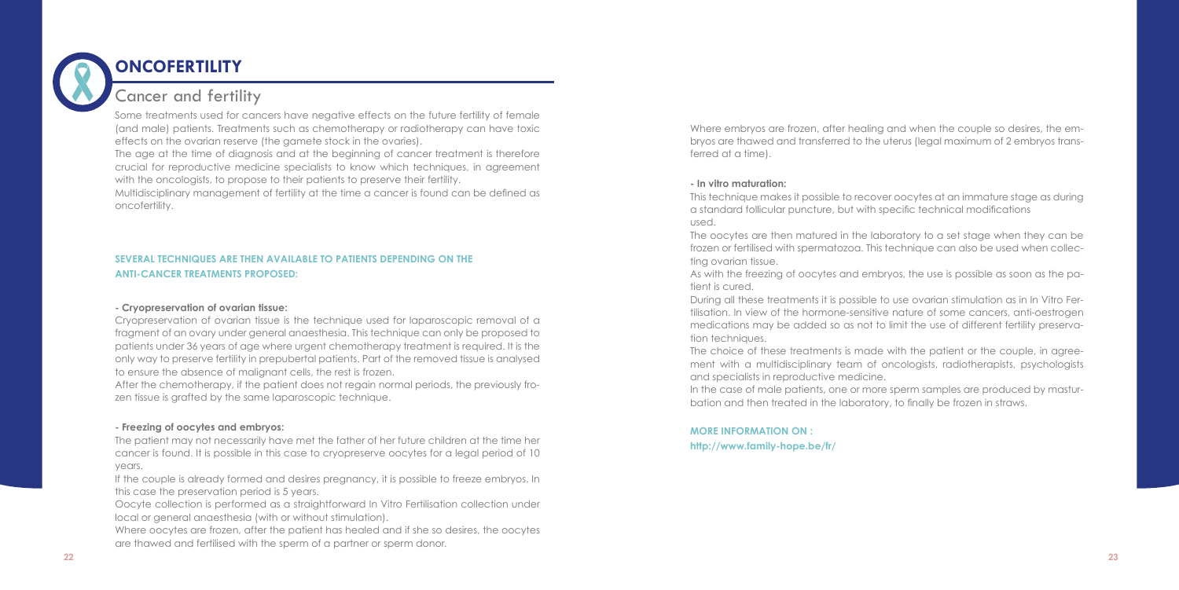# ONCOFERTILITY

## Cancer and fertility

Some treatments used for cancers have negative effects on the future fertility of female (and male) patients. Treatments such as chemotherapy or radiotherapy can have toxic effects on the ovarian reserve (the gamete stock in the ovaries).

The age at the time of diagnosis and at the beginning of cancer treatment is therefore crucial for reproductive medicine specialists to know which techniques, in agreement with the oncologists, to propose to their patients to preserve their fertility.

Multidisciplinary management of fertility at the time a cancer is found can be defined as oncofertility.

### SEVERAL TECHNIQUES ARE THEN AVAILABLE TO PATIENTS DEPENDING ON THE ANTI-CANCER TREATMENTS PROPOSED:

**- Cryopreservation of ovarian tissue:**

Cryopreservation of ovarian tissue is the technique used for laparoscopic removal of a fragment of an ovary under general anaesthesia. This technique can only be proposed to patients under 36 years of age where urgent chemotherapy treatment is required. It is the only way to preserve fertility in prepubertal patients. Part of the removed tissue is analysed to ensure the absence of malignant cells, the rest is frozen.

After the chemotherapy, if the patient does not regain normal periods, the previously frozen tissue is grafted by the same laparoscopic technique.

**- Freezing of oocytes and embryos:**

The patient may not necessarily have met the father of her future children at the time her cancer is found. It is possible in this case to cryopreserve oocytes for a legal period of 10 years.

If the couple is already formed and desires pregnancy, it is possible to freeze embryos. In this case the preservation period is 5 years.

Oocyte collection is performed as a straightforward In Vitro Fertilisation collection under local or general anaesthesia (with or without stimulation).

Where oocytes are frozen, after the patient has healed and if she so desires, the oocytes are thawed and fertilised with the sperm of a partner or sperm donor.

Where embryos are frozen, after healing and when the couple so desires, the embryos are thawed and transferred to the uterus (legal maximum of 2 embryos transferred at a time).

**- In vitro maturation:**

This technique makes it possible to recover oocytes at an immature stage as during a standard follicular puncture, but with specific technical modifications used.

The oocytes are then matured in the laboratory to a set stage when they can be frozen or fertilised with spermatozoa. This technique can also be used when collecting ovarian tissue.

As with the freezing of oocytes and embryos, the use is possible as soon as the patient is cured.

During all these treatments it is possible to use ovarian stimulation as in In Vitro Fertilisation. In view of the hormone-sensitive nature of some cancers, anti-oestrogen medications may be added so as not to limit the use of different fertility preservation techniques.

The choice of these treatments is made with the patient or the couple, in agreement with a multidisciplinary team of oncologists, radiotherapists, psychologists and specialists in reproductive medicine.

In the case of male patients, one or more sperm samples are produced by masturbation and then treated in the laboratory, to finally be frozen in straws.

**MORE INFORMATION ON :**
**http://www.family-hope.be/fr/**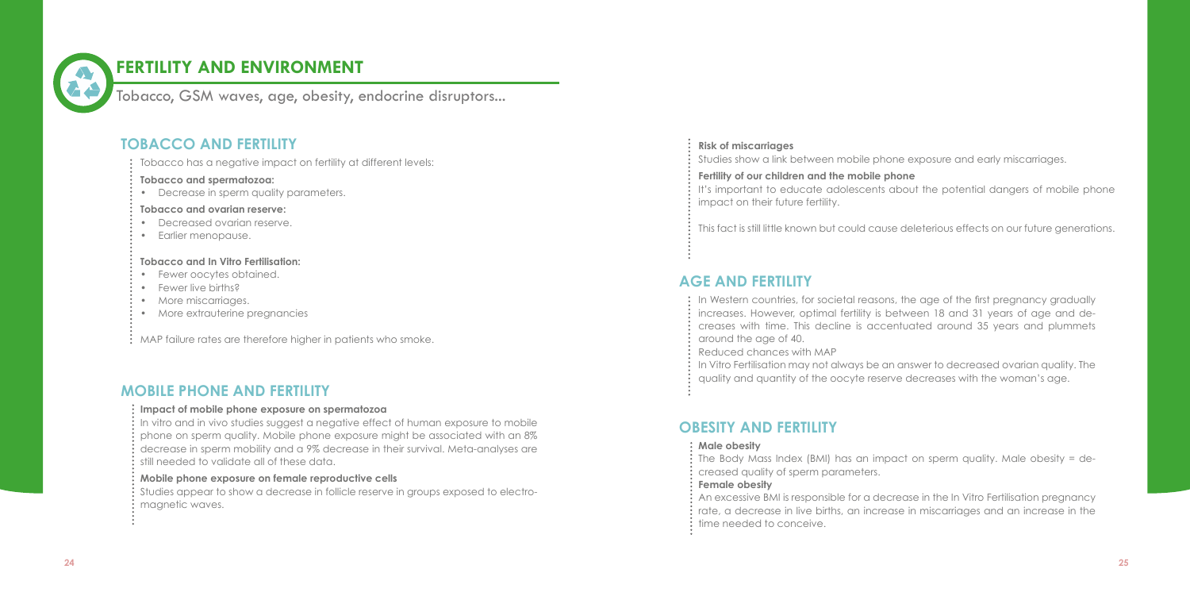# FERTILITY AND ENVIRONMENT

Tobacco, GSM waves, age, obesity, endocrine disruptors...

## TOBACCO AND FERTILITY

Tobacco has a negative impact on fertility at different levels:

**Tobacco and spermatozoa:**

- Decrease in sperm quality parameters.

**Tobacco and ovarian reserve:**

- Decreased ovarian reserve.
- Earlier menopause.

**Tobacco and In Vitro Fertilisation:**

- Fewer oocytes obtained.
- Fewer live births?
- More miscarriages.
- More extrauterine pregnancies

MAP failure rates are therefore higher in patients who smoke.

## MOBILE PHONE AND FERTILITY

**Impact of mobile phone exposure on spermatozoa**

In vitro and in vivo studies suggest a negative effect of human exposure to mobile phone on sperm quality. Mobile phone exposure might be associated with an 8% decrease in sperm mobility and a 9% decrease in their survival. Meta-analyses are still needed to validate all of these data.

**Mobile phone exposure on female reproductive cells**

Studies appear to show a decrease in follicle reserve in groups exposed to electromagnetic waves.

**Risk of miscarriages**

Studies show a link between mobile phone exposure and early miscarriages.

**Fertility of our children and the mobile phone**

It's important to educate adolescents about the potential dangers of mobile phone impact on their future fertility.

This fact is still little known but could cause deleterious effects on our future generations.

## AGE AND FERTILITY

In Western countries, for societal reasons, the age of the first pregnancy gradually increases. However, optimal fertility is between 18 and 31 years of age and decreases with time. This decline is accentuated around 35 years and plummets around the age of 40.

Reduced chances with MAP

In Vitro Fertilisation may not always be an answer to decreased ovarian quality. The quality and quantity of the oocyte reserve decreases with the woman's age.

## OBESITY AND FERTILITY

**Male obesity**

The Body Mass Index (BMI) has an impact on sperm quality. Male obesity = decreased quality of sperm parameters.

**Female obesity**

An excessive BMI is responsible for a decrease in the In Vitro Fertilisation pregnancy rate, a decrease in live births, an increase in miscarriages and an increase in the time needed to conceive.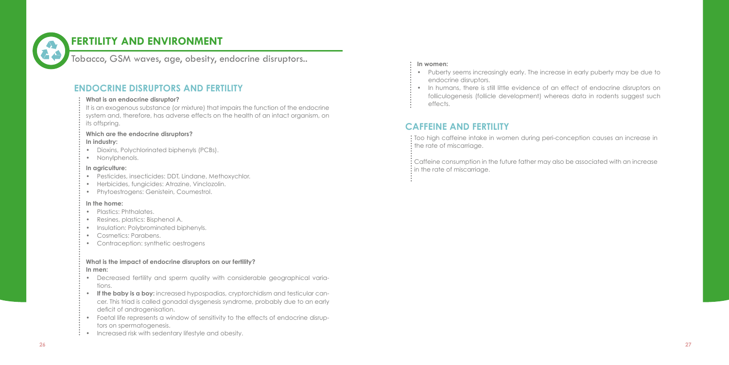# FERTILITY AND ENVIRONMENT

Tobacco, GSM waves, age, obesity, endocrine disruptors..

## ENDOCRINE DISRUPTORS AND FERTILITY

**What is an endocrine disruptor?**

It is an exogenous substance (or mixture) that impairs the function of the endocrine system and, therefore, has adverse effects on the health of an intact organism, on its offspring.

**Which are the endocrine disruptors?**

**In industry:**

- Dioxins, Polychlorinated biphenyls (PCBs).
- Nonylphenols.

**In agriculture:**

- Pesticides, insecticides: DDT, Lindane, Methoxychlor.
- Herbicides, fungicides: Atrazine, Vinclozolin.
- Phytoestrogens: Genistein, Coumestrol.

**In the home:**

- Plastics: Phthalates.
- Resines, plastics: Bisphenol A.
- Insulation: Polybrominated biphenyls.
- Cosmetics: Parabens.
- Contraception: synthetic oestrogens

**What is the impact of endocrine disruptors on our fertility?**

**In men:**

- Decreased fertility and sperm quality with considerable geographical variations.
- **If the baby is a boy:** increased hypospadias, cryptorchidism and testicular cancer. This triad is called gonadal dysgenesis syndrome, probably due to an early deficit of androgenisation.
- Foetal life represents a window of sensitivity to the effects of endocrine disruptors on spermatogenesis.
- Increased risk with sedentary lifestyle and obesity.

**In women:**

- Puberty seems increasingly early. The increase in early puberty may be due to endocrine disruptors.
- In humans, there is still little evidence of an effect of endocrine disruptors on folliculogenesis (follicle development) whereas data in rodents suggest such effects.

## CAFFEINE AND FERTILITY

Too high caffeine intake in women during peri-conception causes an increase in the rate of miscarriage.

Caffeine consumption in the future father may also be associated with an increase in the rate of miscarriage.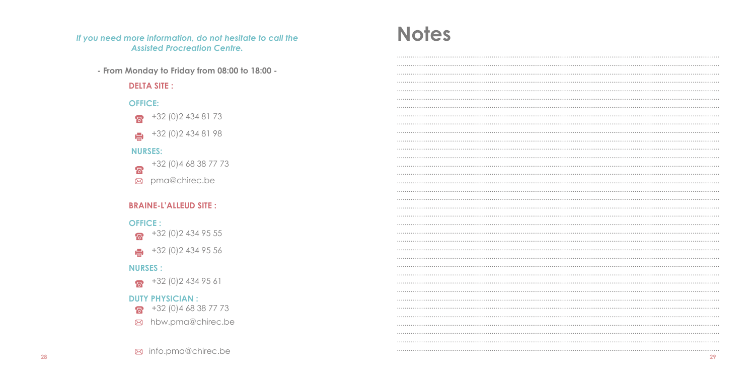*If you need more information, do not hesitate to call the Assisted Procreation Centre.*

**- From Monday to Friday from 08:00 to 18:00 -**

**DELTA SITE :**

**OFFICE:**

- ☎ +32 (0)2 434 81 73
- 🖷 +32 (0)2 434 81 98

**NURSES:**

- ☎ +32 (0)4 68 38 77 73
- ✉ pma@chirec.be

**BRAINE-L'ALLEUD SITE :**

**OFFICE :**

- ☎ +32 (0)2 434 95 55
- 🖷 +32 (0)2 434 95 56

**NURSES :**

- ☎ +32 (0)2 434 95 61

**DUTY PHYSICIAN :**

- ☎ +32 (0)4 68 38 77 73
- ✉ hbw.pma@chirec.be

✉ info.pma@chirec.be

# Notes

....................................................................................................................................

....................................................................................................................................

....................................................................................................................................

....................................................................................................................................

....................................................................................................................................

....................................................................................................................................

....................................................................................................................................

....................................................................................................................................

....................................................................................................................................

....................................................................................................................................

....................................................................................................................................

....................................................................................................................................

....................................................................................................................................

....................................................................................................................................

....................................................................................................................................

....................................................................................................................................

....................................................................................................................................

....................................................................................................................................

....................................................................................................................................

....................................................................................................................................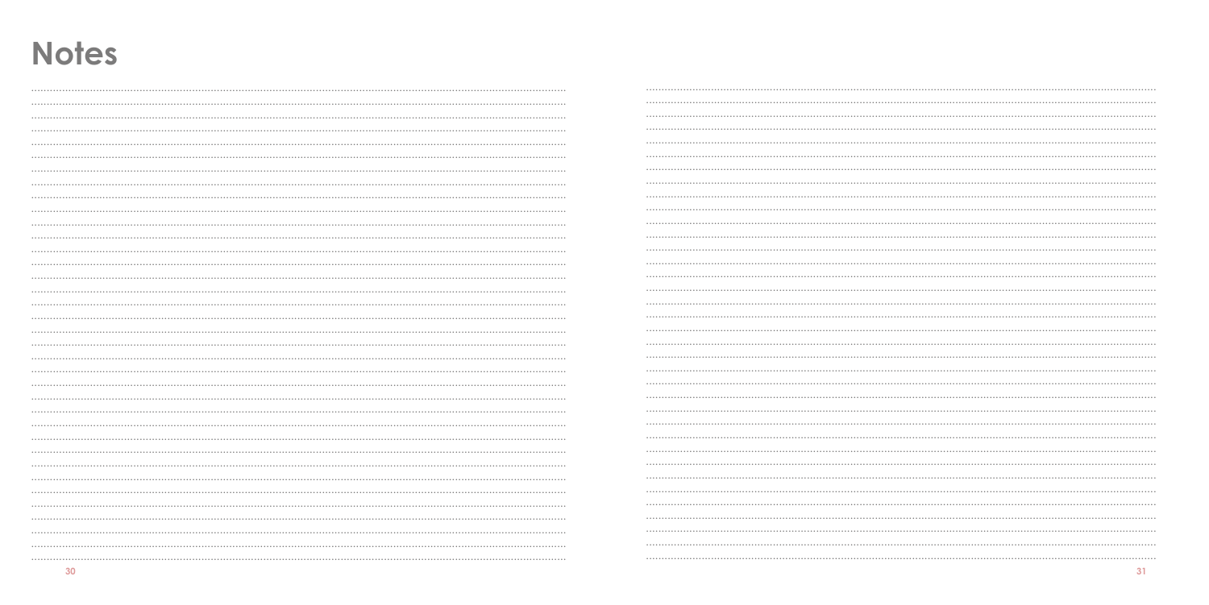# Notes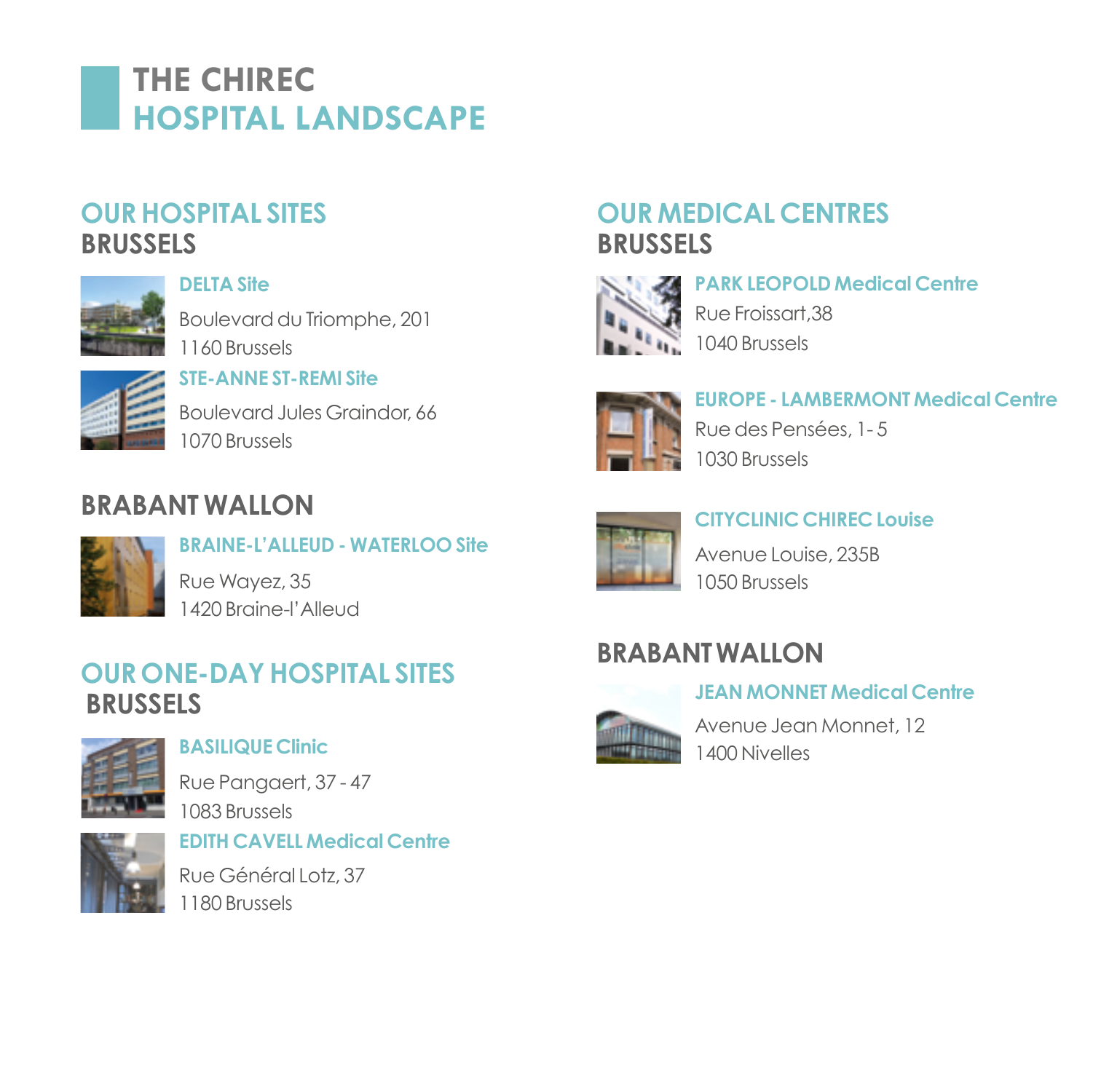# THE CHIREC HOSPITAL LANDSCAPE

## OUR HOSPITAL SITES

### BRUSSELS

**DELTA Site**

Boulevard du Triomphe, 201
1160 Brussels

**STE-ANNE ST-REMI Site**

Boulevard Jules Graindor, 66
1070 Brussels

### BRABANT WALLON

**BRAINE-L'ALLEUD - WATERLOO Site**

Rue Wayez, 35
1420 Braine-l'Alleud

## OUR ONE-DAY HOSPITAL SITES

### BRUSSELS

**BASILIQUE Clinic**

Rue Pangaert, 37 - 47
1083 Brussels

**EDITH CAVELL Medical Centre**

Rue Général Lotz, 37
1180 Brussels

## OUR MEDICAL CENTRES

### BRUSSELS

**PARK LEOPOLD Medical Centre**

Rue Froissart,38
1040 Brussels

**EUROPE - LAMBERMONT Medical Centre**

Rue des Pensées, 1- 5
1030 Brussels

**CITYCLINIC CHIREC Louise**

Avenue Louise, 235B
1050 Brussels

### BRABANT WALLON

**JEAN MONNET Medical Centre**

Avenue Jean Monnet, 12
1400 Nivelles